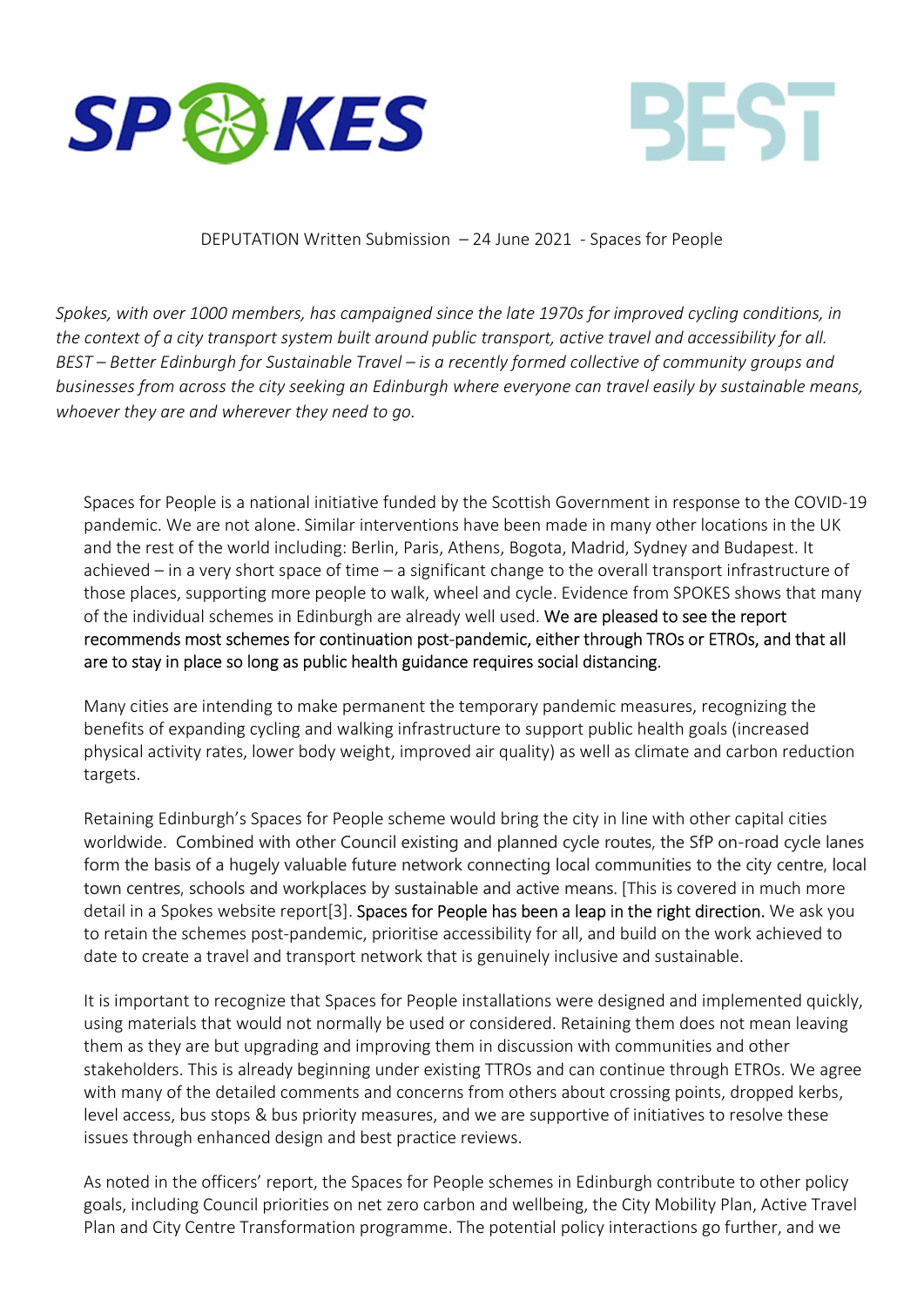DEPUTATION Written Submission – 24 June 2021 - Spaces for People

*Spokes, with over 1000 members, has campaigned since the late 1970s for improved cycling conditions, in the context of a city transport system built around public transport, active travel and accessibility for all. BEST – Better Edinburgh for Sustainable Travel – is a recently formed collective of community groups and businesses from across the city seeking an Edinburgh where everyone can travel easily by sustainable means, whoever they are and wherever they need to go.*

Spaces for People is a national initiative funded by the Scottish Government in response to the COVID-19 pandemic. We are not alone. Similar interventions have been made in many other locations in the UK and the rest of the world including: Berlin, Paris, Athens, Bogota, Madrid, Sydney and Budapest. It achieved – in a very short space of time – a significant change to the overall transport infrastructure of those places, supporting more people to walk, wheel and cycle. Evidence from SPOKES shows that many of the individual schemes in Edinburgh are already well used. We are pleased to see the report recommends most schemes for continuation post-pandemic, either through TROs or ETROs, and that all are to stay in place so long as public health guidance requires social distancing.

Many cities are intending to make permanent the temporary pandemic measures, recognizing the benefits of expanding cycling and walking infrastructure to support public health goals (increased physical activity rates, lower body weight, improved air quality) as well as climate and carbon reduction targets.

Retaining Edinburgh's Spaces for People scheme would bring the city in line with other capital cities worldwide. Combined with other Council existing and planned cycle routes, the SfP on-road cycle lanes form the basis of a hugely valuable future network connecting local communities to the city centre, local town centres, schools and workplaces by sustainable and active means. [This is covered in much more detail in a Spokes website report[3]. Spaces for People has been a leap in the right direction. We ask you to retain the schemes post-pandemic, prioritise accessibility for all, and build on the work achieved to date to create a travel and transport network that is genuinely inclusive and sustainable.

It is important to recognize that Spaces for People installations were designed and implemented quickly, using materials that would not normally be used or considered. Retaining them does not mean leaving them as they are but upgrading and improving them in discussion with communities and other stakeholders. This is already beginning under existing TTROs and can continue through ETROs. We agree with many of the detailed comments and concerns from others about crossing points, dropped kerbs, level access, bus stops & bus priority measures, and we are supportive of initiatives to resolve these issues through enhanced design and best practice reviews.

As noted in the officers' report, the Spaces for People schemes in Edinburgh contribute to other policy goals, including Council priorities on net zero carbon and wellbeing, the City Mobility Plan, Active Travel Plan and City Centre Transformation programme. The potential policy interactions go further, and we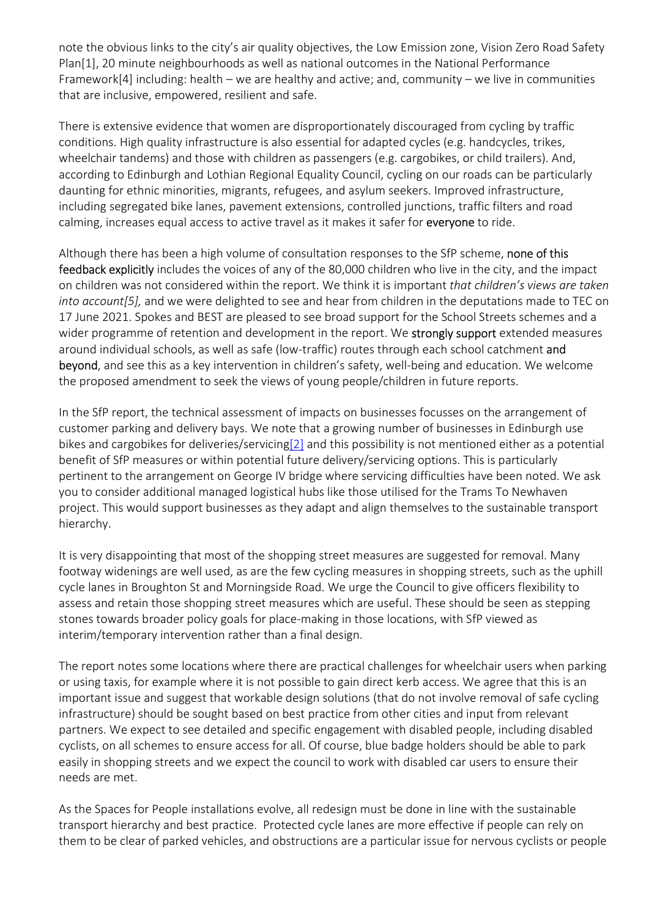note the obvious links to the city's air quality objectives, the Low Emission zone, Vision Zero Road Safety Plan[1], 20 minute neighbourhoods as well as national outcomes in the National Performance Framework[4] including: health – we are healthy and active; and, community – we live in communities that are inclusive, empowered, resilient and safe.

There is extensive evidence that women are disproportionately discouraged from cycling by traffic conditions. High quality infrastructure is also essential for adapted cycles (e.g. handcycles, trikes, wheelchair tandems) and those with children as passengers (e.g. cargobikes, or child trailers). And, according to Edinburgh and Lothian Regional Equality Council, cycling on our roads can be particularly daunting for ethnic minorities, migrants, refugees, and asylum seekers. Improved infrastructure, including segregated bike lanes, pavement extensions, controlled junctions, traffic filters and road calming, increases equal access to active travel as it makes it safer for **everyone** to ride.

Although there has been a high volume of consultation responses to the SfP scheme, **none of this feedback explicitly** includes the voices of any of the 80,000 children who live in the city, and the impact on children was not considered within the report. We think it is important *that children's views are taken into account[5],* and we were delighted to see and hear from children in the deputations made to TEC on 17 June 2021. Spokes and BEST are pleased to see broad support for the School Streets schemes and a wider programme of retention and development in the report. We **strongly support** extended measures around individual schools, as well as safe (low-traffic) routes through each school catchment **and beyond**, and see this as a key intervention in children's safety, well-being and education. We welcome the proposed amendment to seek the views of young people/children in future reports.

In the SfP report, the technical assessment of impacts on businesses focusses on the arrangement of customer parking and delivery bays. We note that a growing number of businesses in Edinburgh use bikes and cargobikes for deliveries/servicing[2] and this possibility is not mentioned either as a potential benefit of SfP measures or within potential future delivery/servicing options. This is particularly pertinent to the arrangement on George IV bridge where servicing difficulties have been noted. We ask you to consider additional managed logistical hubs like those utilised for the Trams To Newhaven project. This would support businesses as they adapt and align themselves to the sustainable transport hierarchy.

It is very disappointing that most of the shopping street measures are suggested for removal. Many footway widenings are well used, as are the few cycling measures in shopping streets, such as the uphill cycle lanes in Broughton St and Morningside Road. We urge the Council to give officers flexibility to assess and retain those shopping street measures which are useful. These should be seen as stepping stones towards broader policy goals for place-making in those locations, with SfP viewed as interim/temporary intervention rather than a final design.

The report notes some locations where there are practical challenges for wheelchair users when parking or using taxis, for example where it is not possible to gain direct kerb access. We agree that this is an important issue and suggest that workable design solutions (that do not involve removal of safe cycling infrastructure) should be sought based on best practice from other cities and input from relevant partners. We expect to see detailed and specific engagement with disabled people, including disabled cyclists, on all schemes to ensure access for all. Of course, blue badge holders should be able to park easily in shopping streets and we expect the council to work with disabled car users to ensure their needs are met.

As the Spaces for People installations evolve, all redesign must be done in line with the sustainable transport hierarchy and best practice. Protected cycle lanes are more effective if people can rely on them to be clear of parked vehicles, and obstructions are a particular issue for nervous cyclists or people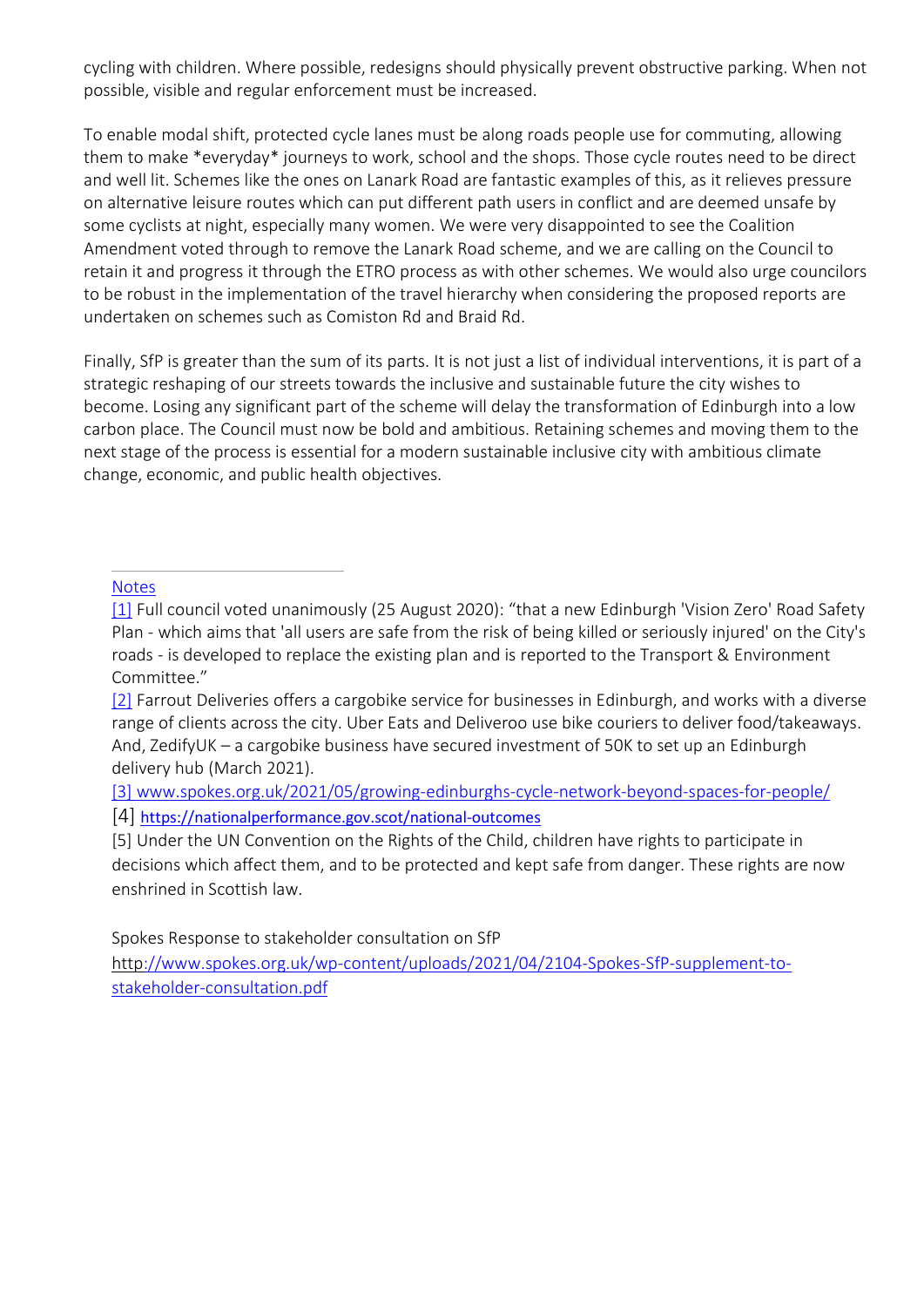cycling with children. Where possible, redesigns should physically prevent obstructive parking. When not possible, visible and regular enforcement must be increased.

To enable modal shift, protected cycle lanes must be along roads people use for commuting, allowing them to make *everyday* journeys to work, school and the shops. Those cycle routes need to be direct and well lit. Schemes like the ones on Lanark Road are fantastic examples of this, as it relieves pressure on alternative leisure routes which can put different path users in conflict and are deemed unsafe by some cyclists at night, especially many women. We were very disappointed to see the Coalition Amendment voted through to remove the Lanark Road scheme, and we are calling on the Council to retain it and progress it through the ETRO process as with other schemes. We would also urge councilors to be robust in the implementation of the travel hierarchy when considering the proposed reports are undertaken on schemes such as Comiston Rd and Braid Rd.

Finally, SfP is greater than the sum of its parts. It is not just a list of individual interventions, it is part of a strategic reshaping of our streets towards the inclusive and sustainable future the city wishes to become. Losing any significant part of the scheme will delay the transformation of Edinburgh into a low carbon place. The Council must now be bold and ambitious. Retaining schemes and moving them to the next stage of the process is essential for a modern sustainable inclusive city with ambitious climate change, economic, and public health objectives.

---

Notes

[1] Full council voted unanimously (25 August 2020): "that a new Edinburgh 'Vision Zero' Road Safety Plan - which aims that 'all users are safe from the risk of being killed or seriously injured' on the City's roads - is developed to replace the existing plan and is reported to the Transport & Environment Committee."

[2] Farrout Deliveries offers a cargobike service for businesses in Edinburgh, and works with a diverse range of clients across the city. Uber Eats and Deliveroo use bike couriers to deliver food/takeaways. And, ZedifyUK – a cargobike business have secured investment of 50K to set up an Edinburgh delivery hub (March 2021).

[3] www.spokes.org.uk/2021/05/growing-edinburghs-cycle-network-beyond-spaces-for-people/

[4] https://nationalperformance.gov.scot/national-outcomes

[5] Under the UN Convention on the Rights of the Child, children have rights to participate in decisions which affect them, and to be protected and kept safe from danger. These rights are now enshrined in Scottish law.

Spokes Response to stakeholder consultation on SfP
http://www.spokes.org.uk/wp-content/uploads/2021/04/2104-Spokes-SfP-supplement-to-stakeholder-consultation.pdf